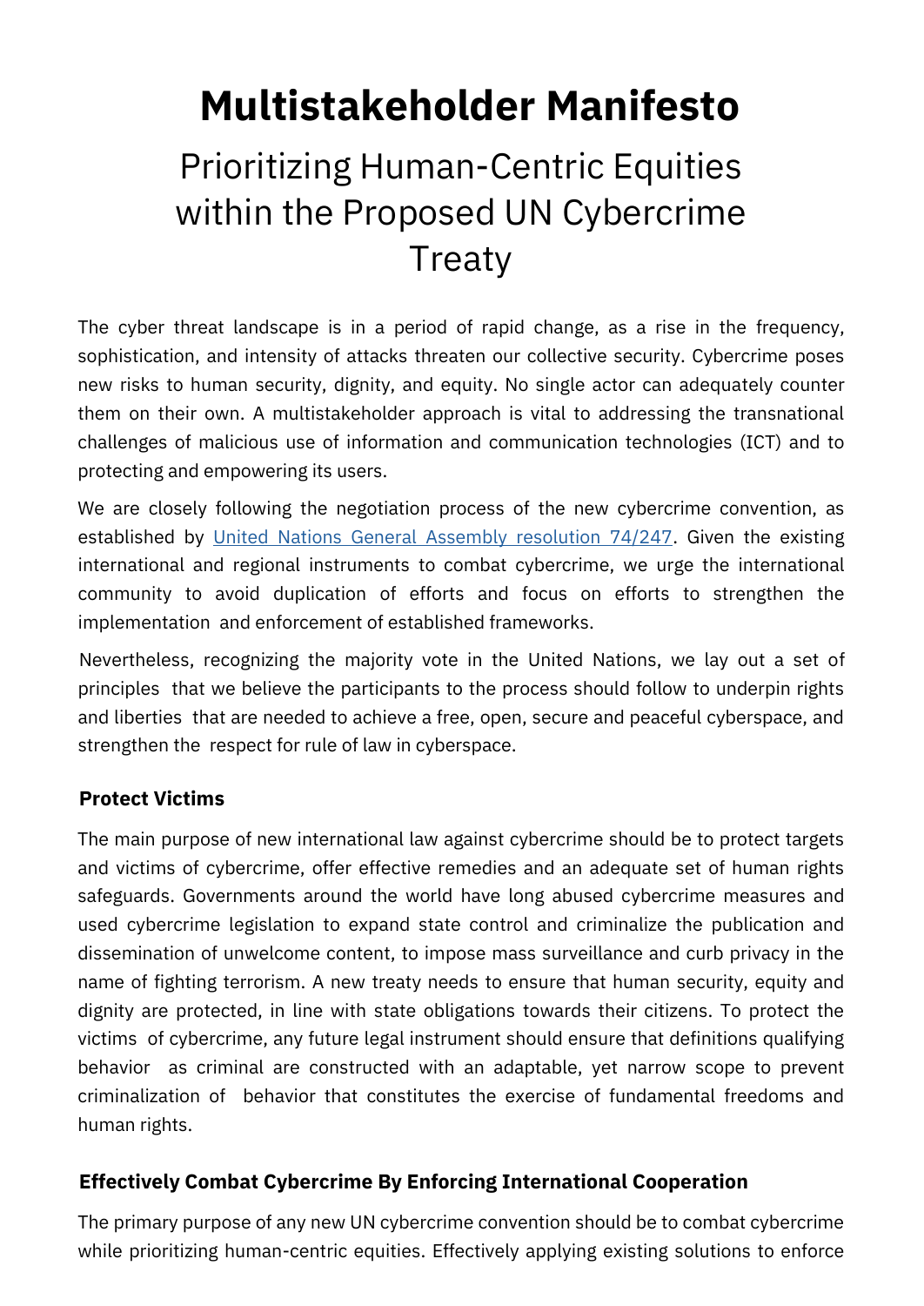# Multistakeholder Manifesto

## Prioritizing Human-Centric Equities within the Proposed UN Cybercrime Treaty

The cyber threat landscape is in a period of rapid change, as a rise in the frequency, sophistication, and intensity of attacks threaten our collective security. Cybercrime poses new risks to human security, dignity, and equity. No single actor can adequately counter them on their own. A multistakeholder approach is vital to addressing the transnational challenges of malicious use of information and communication technologies (ICT) and to protecting and empowering its users.

We are closely following the negotiation process of the new cybercrime convention, as established by [United Nations General Assembly resolution 74/247](). Given the existing international and regional instruments to combat cybercrime, we urge the international community to avoid duplication of efforts and focus on efforts to strengthen the implementation and enforcement of established frameworks.

Nevertheless, recognizing the majority vote in the United Nations, we lay out a set of principles that we believe the participants to the process should follow to underpin rights and liberties that are needed to achieve a free, open, secure and peaceful cyberspace, and strengthen the respect for rule of law in cyberspace.

### Protect Victims

The main purpose of new international law against cybercrime should be to protect targets and victims of cybercrime, offer effective remedies and an adequate set of human rights safeguards. Governments around the world have long abused cybercrime measures and used cybercrime legislation to expand state control and criminalize the publication and dissemination of unwelcome content, to impose mass surveillance and curb privacy in the name of fighting terrorism. A new treaty needs to ensure that human security, equity and dignity are protected, in line with state obligations towards their citizens. To protect the victims of cybercrime, any future legal instrument should ensure that definitions qualifying behavior as criminal are constructed with an adaptable, yet narrow scope to prevent criminalization of behavior that constitutes the exercise of fundamental freedoms and human rights.

### Effectively Combat Cybercrime By Enforcing International Cooperation

The primary purpose of any new UN cybercrime convention should be to combat cybercrime while prioritizing human-centric equities. Effectively applying existing solutions to enforce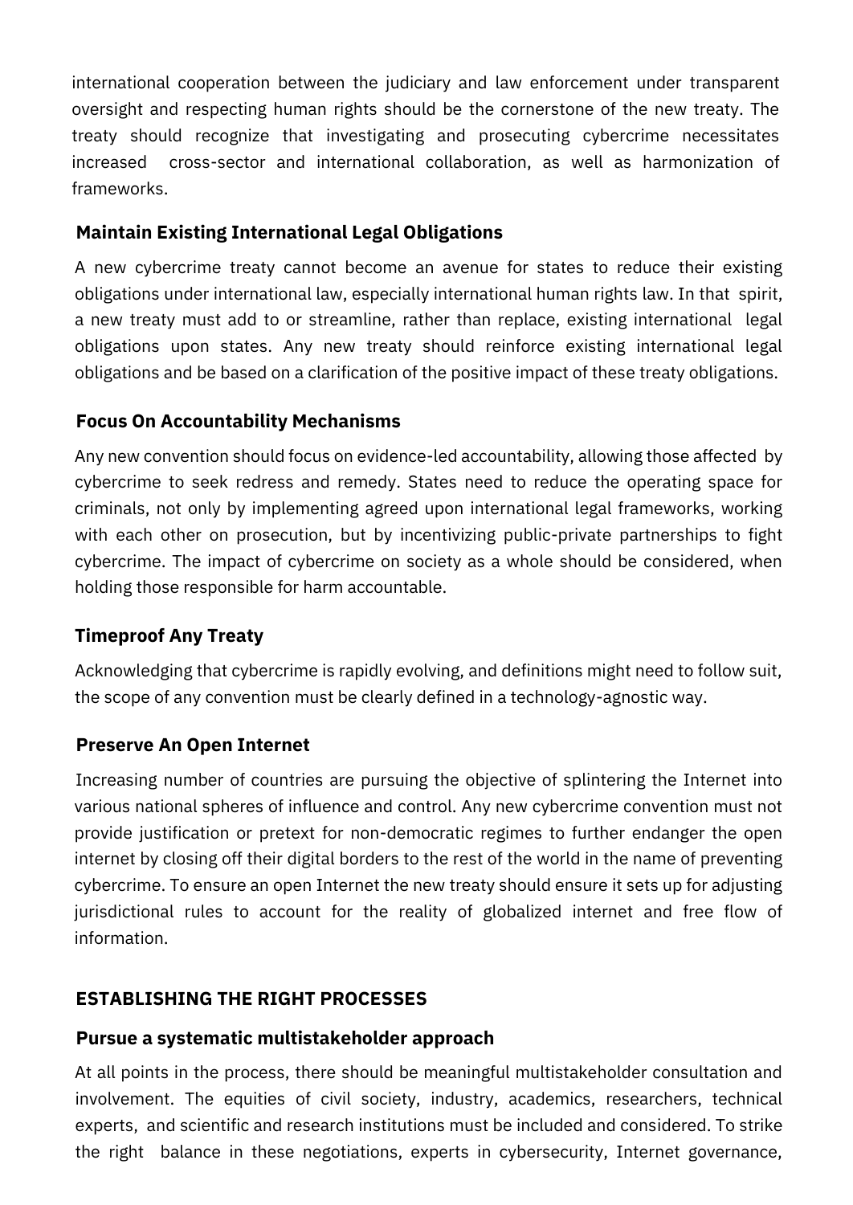international cooperation between the judiciary and law enforcement under transparent oversight and respecting human rights should be the cornerstone of the new treaty. The treaty should recognize that investigating and prosecuting cybercrime necessitates increased cross-sector and international collaboration, as well as harmonization of frameworks.

### Maintain Existing International Legal Obligations

A new cybercrime treaty cannot become an avenue for states to reduce their existing obligations under international law, especially international human rights law. In that spirit, a new treaty must add to or streamline, rather than replace, existing international legal obligations upon states. Any new treaty should reinforce existing international legal obligations and be based on a clarification of the positive impact of these treaty obligations.

### Focus On Accountability Mechanisms

Any new convention should focus on evidence-led accountability, allowing those affected by cybercrime to seek redress and remedy. States need to reduce the operating space for criminals, not only by implementing agreed upon international legal frameworks, working with each other on prosecution, but by incentivizing public-private partnerships to fight cybercrime. The impact of cybercrime on society as a whole should be considered, when holding those responsible for harm accountable.

### Timeproof Any Treaty

Acknowledging that cybercrime is rapidly evolving, and definitions might need to follow suit, the scope of any convention must be clearly defined in a technology-agnostic way.

### Preserve An Open Internet

Increasing number of countries are pursuing the objective of splintering the Internet into various national spheres of influence and control. Any new cybercrime convention must not provide justification or pretext for non-democratic regimes to further endanger the open internet by closing off their digital borders to the rest of the world in the name of preventing cybercrime. To ensure an open Internet the new treaty should ensure it sets up for adjusting jurisdictional rules to account for the reality of globalized internet and free flow of information.

## ESTABLISHING THE RIGHT PROCESSES

### Pursue a systematic multistakeholder approach

At all points in the process, there should be meaningful multistakeholder consultation and involvement. The equities of civil society, industry, academics, researchers, technical experts, and scientific and research institutions must be included and considered. To strike the right balance in these negotiations, experts in cybersecurity, Internet governance,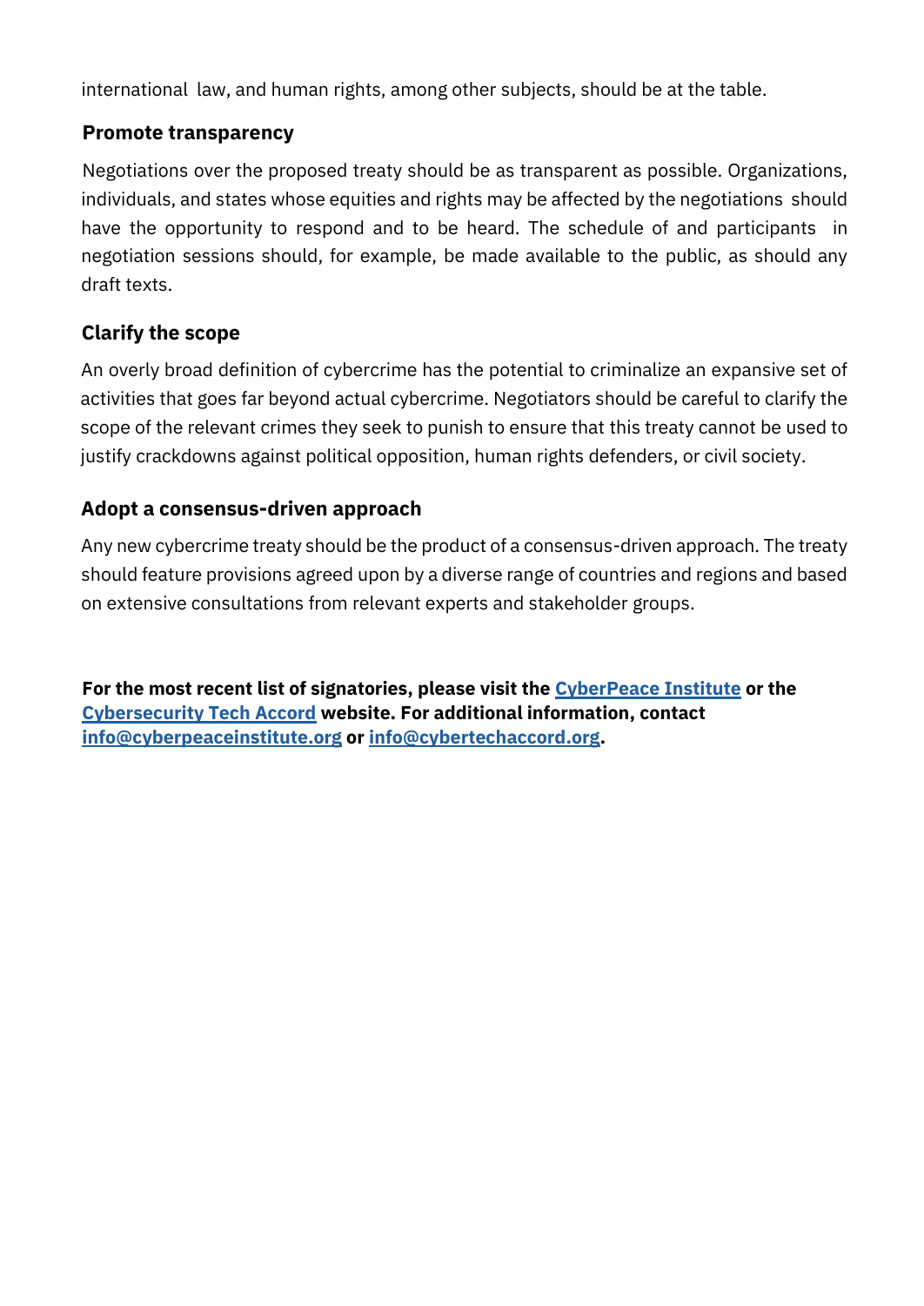international law, and human rights, among other subjects, should be at the table.

### Promote transparency

Negotiations over the proposed treaty should be as transparent as possible. Organizations, individuals, and states whose equities and rights may be affected by the negotiations should have the opportunity to respond and to be heard. The schedule of and participants in negotiation sessions should, for example, be made available to the public, as should any draft texts.

### Clarify the scope

An overly broad definition of cybercrime has the potential to criminalize an expansive set of activities that goes far beyond actual cybercrime. Negotiators should be careful to clarify the scope of the relevant crimes they seek to punish to ensure that this treaty cannot be used to justify crackdowns against political opposition, human rights defenders, or civil society.

### Adopt a consensus-driven approach

Any new cybercrime treaty should be the product of a consensus-driven approach. The treaty should feature provisions agreed upon by a diverse range of countries and regions and based on extensive consultations from relevant experts and stakeholder groups.

**For the most recent list of signatories, please visit the CyberPeace Institute or the Cybersecurity Tech Accord website. For additional information, contact info@cyberpeaceinstitute.org or info@cybertechaccord.org.**